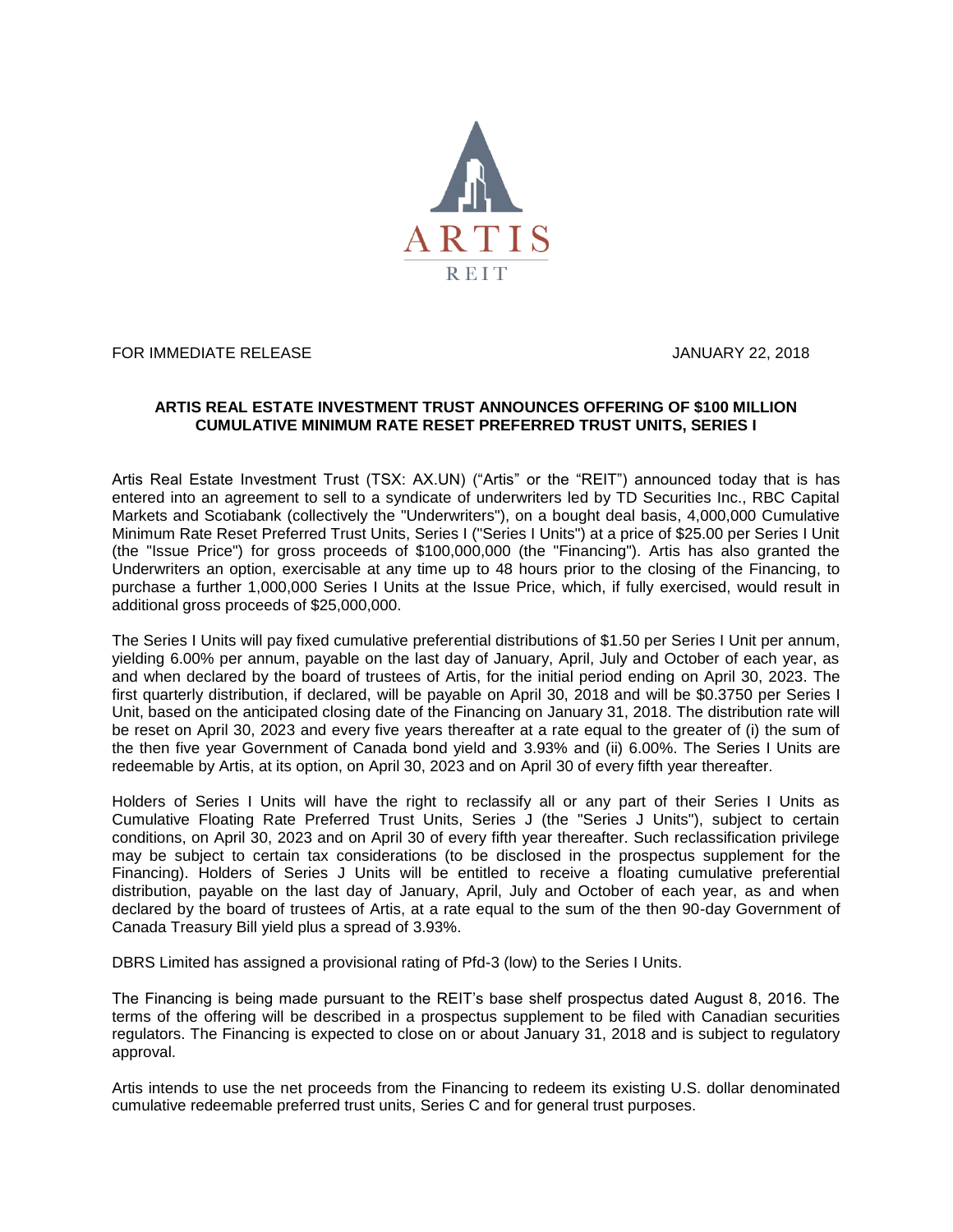ARTIS

REIT

FOR IMMEDIATE RELEASE JANUARY 22, 2018

**ARTIS REAL ESTATE INVESTMENT TRUST ANNOUNCES OFFERING OF $100 MILLION CUMULATIVE MINIMUM RATE RESET PREFERRED TRUST UNITS, SERIES I**

Artis Real Estate Investment Trust (TSX: AX.UN) ("Artis" or the "REIT") announced today that is has entered into an agreement to sell to a syndicate of underwriters led by TD Securities Inc., RBC Capital Markets and Scotiabank (collectively the "Underwriters"), on a bought deal basis, 4,000,000 Cumulative Minimum Rate Reset Preferred Trust Units, Series I ("Series I Units") at a price of $25.00 per Series I Unit (the "Issue Price") for gross proceeds of $100,000,000 (the "Financing"). Artis has also granted the Underwriters an option, exercisable at any time up to 48 hours prior to the closing of the Financing, to purchase a further 1,000,000 Series I Units at the Issue Price, which, if fully exercised, would result in additional gross proceeds of $25,000,000.

The Series I Units will pay fixed cumulative preferential distributions of $1.50 per Series I Unit per annum, yielding 6.00% per annum, payable on the last day of January, April, July and October of each year, as and when declared by the board of trustees of Artis, for the initial period ending on April 30, 2023. The first quarterly distribution, if declared, will be payable on April 30, 2018 and will be $0.3750 per Series I Unit, based on the anticipated closing date of the Financing on January 31, 2018. The distribution rate will be reset on April 30, 2023 and every five years thereafter at a rate equal to the greater of (i) the sum of the then five year Government of Canada bond yield and 3.93% and (ii) 6.00%. The Series I Units are redeemable by Artis, at its option, on April 30, 2023 and on April 30 of every fifth year thereafter.

Holders of Series I Units will have the right to reclassify all or any part of their Series I Units as Cumulative Floating Rate Preferred Trust Units, Series J (the "Series J Units"), subject to certain conditions, on April 30, 2023 and on April 30 of every fifth year thereafter. Such reclassification privilege may be subject to certain tax considerations (to be disclosed in the prospectus supplement for the Financing). Holders of Series J Units will be entitled to receive a floating cumulative preferential distribution, payable on the last day of January, April, July and October of each year, as and when declared by the board of trustees of Artis, at a rate equal to the sum of the then 90-day Government of Canada Treasury Bill yield plus a spread of 3.93%.

DBRS Limited has assigned a provisional rating of Pfd-3 (low) to the Series I Units.

The Financing is being made pursuant to the REIT's base shelf prospectus dated August 8, 2016. The terms of the offering will be described in a prospectus supplement to be filed with Canadian securities regulators. The Financing is expected to close on or about January 31, 2018 and is subject to regulatory approval.

Artis intends to use the net proceeds from the Financing to redeem its existing U.S. dollar denominated cumulative redeemable preferred trust units, Series C and for general trust purposes.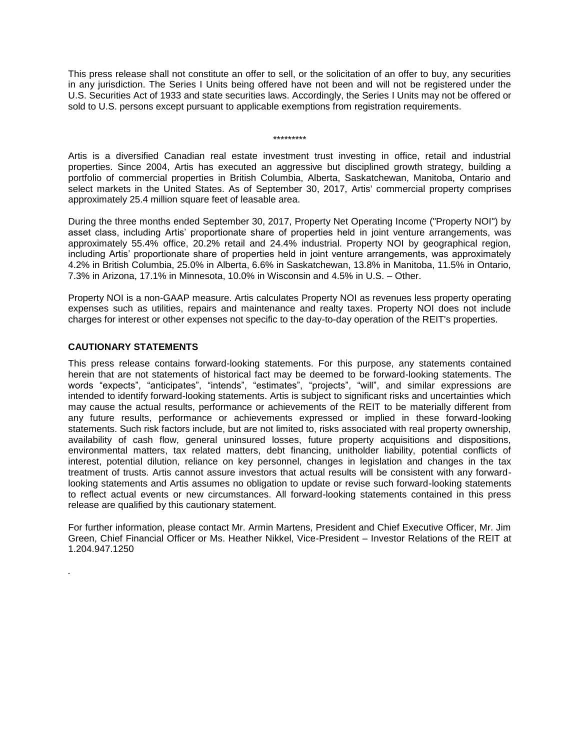This press release shall not constitute an offer to sell, or the solicitation of an offer to buy, any securities in any jurisdiction. The Series I Units being offered have not been and will not be registered under the U.S. Securities Act of 1933 and state securities laws. Accordingly, the Series I Units may not be offered or sold to U.S. persons except pursuant to applicable exemptions from registration requirements.

*********

Artis is a diversified Canadian real estate investment trust investing in office, retail and industrial properties. Since 2004, Artis has executed an aggressive but disciplined growth strategy, building a portfolio of commercial properties in British Columbia, Alberta, Saskatchewan, Manitoba, Ontario and select markets in the United States. As of September 30, 2017, Artis' commercial property comprises approximately 25.4 million square feet of leasable area.

During the three months ended September 30, 2017, Property Net Operating Income ("Property NOI") by asset class, including Artis' proportionate share of properties held in joint venture arrangements, was approximately 55.4% office, 20.2% retail and 24.4% industrial. Property NOI by geographical region, including Artis' proportionate share of properties held in joint venture arrangements, was approximately 4.2% in British Columbia, 25.0% in Alberta, 6.6% in Saskatchewan, 13.8% in Manitoba, 11.5% in Ontario, 7.3% in Arizona, 17.1% in Minnesota, 10.0% in Wisconsin and 4.5% in U.S. – Other.

Property NOI is a non-GAAP measure. Artis calculates Property NOI as revenues less property operating expenses such as utilities, repairs and maintenance and realty taxes. Property NOI does not include charges for interest or other expenses not specific to the day-to-day operation of the REIT's properties.

**CAUTIONARY STATEMENTS**

This press release contains forward-looking statements. For this purpose, any statements contained herein that are not statements of historical fact may be deemed to be forward-looking statements. The words "expects", "anticipates", "intends", "estimates", "projects", "will", and similar expressions are intended to identify forward-looking statements. Artis is subject to significant risks and uncertainties which may cause the actual results, performance or achievements of the REIT to be materially different from any future results, performance or achievements expressed or implied in these forward-looking statements. Such risk factors include, but are not limited to, risks associated with real property ownership, availability of cash flow, general uninsured losses, future property acquisitions and dispositions, environmental matters, tax related matters, debt financing, unitholder liability, potential conflicts of interest, potential dilution, reliance on key personnel, changes in legislation and changes in the tax treatment of trusts. Artis cannot assure investors that actual results will be consistent with any forward-looking statements and Artis assumes no obligation to update or revise such forward-looking statements to reflect actual events or new circumstances. All forward-looking statements contained in this press release are qualified by this cautionary statement.

For further information, please contact Mr. Armin Martens, President and Chief Executive Officer, Mr. Jim Green, Chief Financial Officer or Ms. Heather Nikkel, Vice-President – Investor Relations of the REIT at 1.204.947.1250

.